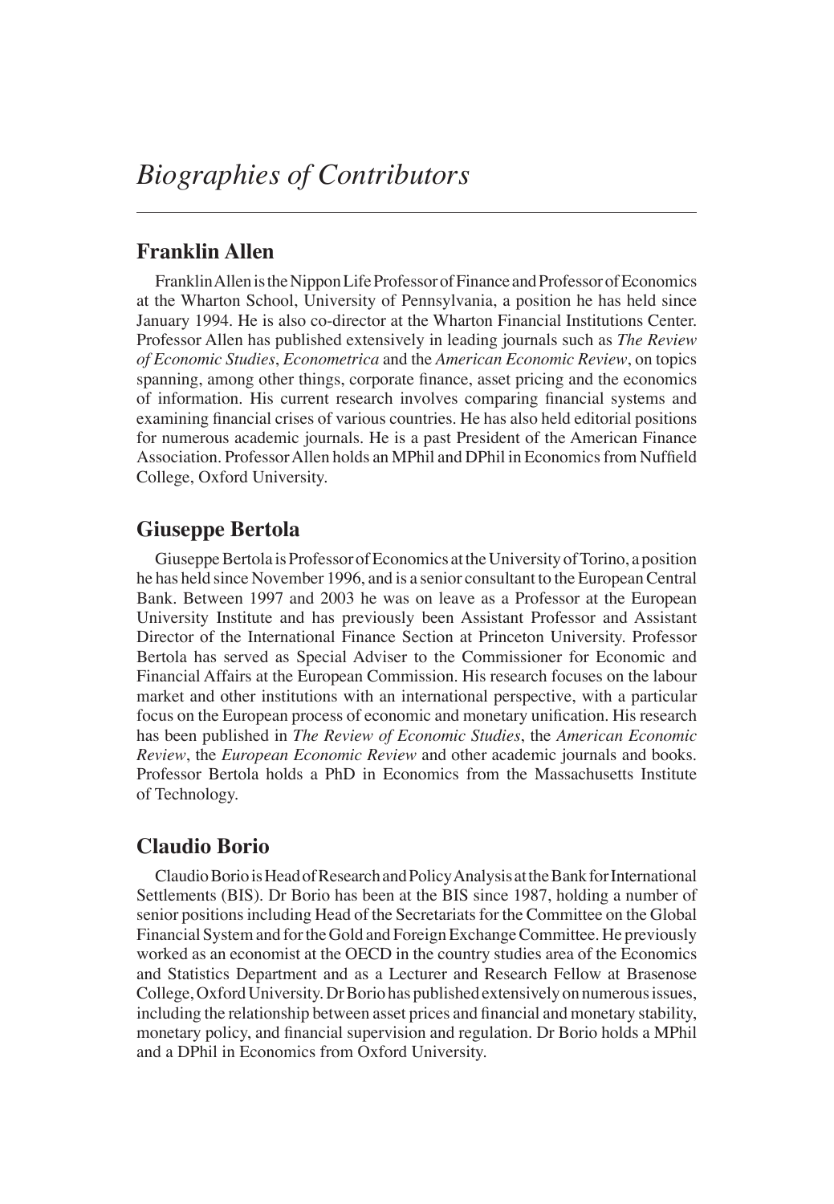# *Biographies of Contributors*

## Franklin Allen

Franklin Allen is the Nippon Life Professor of Finance and Professor of Economics at the Wharton School, University of Pennsylvania, a position he has held since January 1994. He is also co-director at the Wharton Financial Institutions Center. Professor Allen has published extensively in leading journals such as *The Review of Economic Studies*, *Econometrica* and the *American Economic Review*, on topics spanning, among other things, corporate finance, asset pricing and the economics of information. His current research involves comparing financial systems and examining financial crises of various countries. He has also held editorial positions for numerous academic journals. He is a past President of the American Finance Association. Professor Allen holds an MPhil and DPhil in Economics from Nuffield College, Oxford University.

## Giuseppe Bertola

Giuseppe Bertola is Professor of Economics at the University of Torino, a position he has held since November 1996, and is a senior consultant to the European Central Bank. Between 1997 and 2003 he was on leave as a Professor at the European University Institute and has previously been Assistant Professor and Assistant Director of the International Finance Section at Princeton University. Professor Bertola has served as Special Adviser to the Commissioner for Economic and Financial Affairs at the European Commission. His research focuses on the labour market and other institutions with an international perspective, with a particular focus on the European process of economic and monetary unification. His research has been published in *The Review of Economic Studies*, the *American Economic Review*, the *European Economic Review* and other academic journals and books. Professor Bertola holds a PhD in Economics from the Massachusetts Institute of Technology.

## Claudio Borio

Claudio Borio is Head of Research and Policy Analysis at the Bank for International Settlements (BIS). Dr Borio has been at the BIS since 1987, holding a number of senior positions including Head of the Secretariats for the Committee on the Global Financial System and for the Gold and Foreign Exchange Committee. He previously worked as an economist at the OECD in the country studies area of the Economics and Statistics Department and as a Lecturer and Research Fellow at Brasenose College, Oxford University. Dr Borio has published extensively on numerous issues, including the relationship between asset prices and financial and monetary stability, monetary policy, and financial supervision and regulation. Dr Borio holds a MPhil and a DPhil in Economics from Oxford University.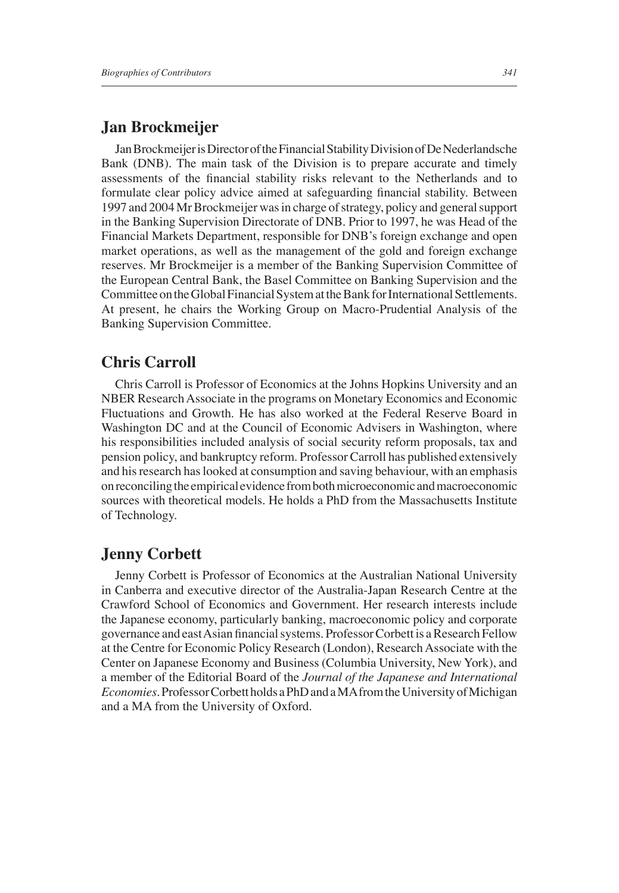## Jan Brockmeijer

Jan Brockmeijer is Director of the Financial Stability Division of De Nederlandsche Bank (DNB). The main task of the Division is to prepare accurate and timely assessments of the financial stability risks relevant to the Netherlands and to formulate clear policy advice aimed at safeguarding financial stability. Between 1997 and 2004 Mr Brockmeijer was in charge of strategy, policy and general support in the Banking Supervision Directorate of DNB. Prior to 1997, he was Head of the Financial Markets Department, responsible for DNB's foreign exchange and open market operations, as well as the management of the gold and foreign exchange reserves. Mr Brockmeijer is a member of the Banking Supervision Committee of the European Central Bank, the Basel Committee on Banking Supervision and the Committee on the Global Financial System at the Bank for International Settlements. At present, he chairs the Working Group on Macro-Prudential Analysis of the Banking Supervision Committee.

## Chris Carroll

Chris Carroll is Professor of Economics at the Johns Hopkins University and an NBER Research Associate in the programs on Monetary Economics and Economic Fluctuations and Growth. He has also worked at the Federal Reserve Board in Washington DC and at the Council of Economic Advisers in Washington, where his responsibilities included analysis of social security reform proposals, tax and pension policy, and bankruptcy reform. Professor Carroll has published extensively and his research has looked at consumption and saving behaviour, with an emphasis on reconciling the empirical evidence from both microeconomic and macroeconomic sources with theoretical models. He holds a PhD from the Massachusetts Institute of Technology.

## Jenny Corbett

Jenny Corbett is Professor of Economics at the Australian National University in Canberra and executive director of the Australia-Japan Research Centre at the Crawford School of Economics and Government. Her research interests include the Japanese economy, particularly banking, macroeconomic policy and corporate governance and east Asian financial systems. Professor Corbett is a Research Fellow at the Centre for Economic Policy Research (London), Research Associate with the Center on Japanese Economy and Business (Columbia University, New York), and a member of the Editorial Board of the *Journal of the Japanese and International Economies*. Professor Corbett holds a PhD and a MA from the University of Michigan and a MA from the University of Oxford.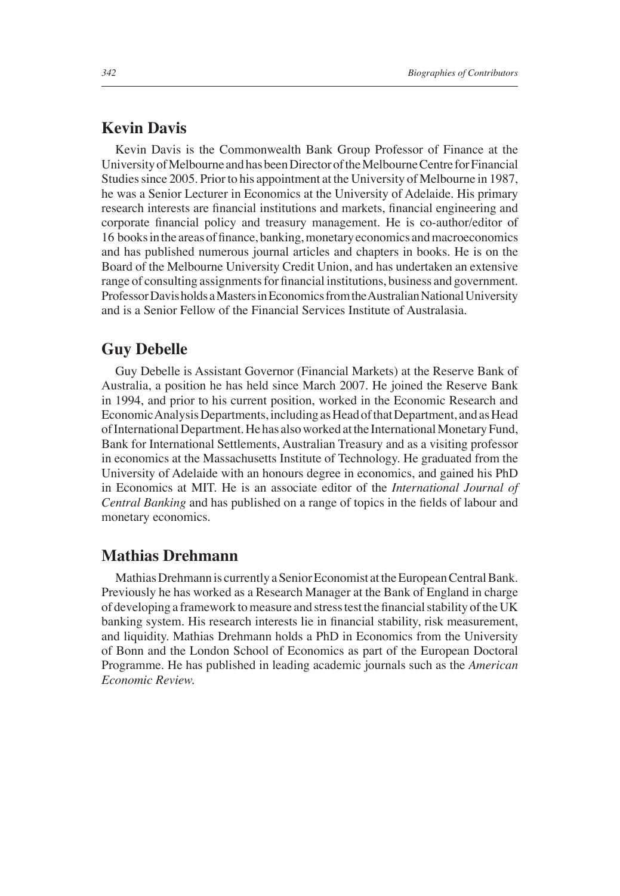## Kevin Davis

Kevin Davis is the Commonwealth Bank Group Professor of Finance at the University of Melbourne and has been Director of the Melbourne Centre for Financial Studies since 2005. Prior to his appointment at the University of Melbourne in 1987, he was a Senior Lecturer in Economics at the University of Adelaide. His primary research interests are financial institutions and markets, financial engineering and corporate financial policy and treasury management. He is co-author/editor of 16 books in the areas of finance, banking, monetary economics and macroeconomics and has published numerous journal articles and chapters in books. He is on the Board of the Melbourne University Credit Union, and has undertaken an extensive range of consulting assignments for financial institutions, business and government. Professor Davis holds a Masters in Economics from the Australian National University and is a Senior Fellow of the Financial Services Institute of Australasia.

## Guy Debelle

Guy Debelle is Assistant Governor (Financial Markets) at the Reserve Bank of Australia, a position he has held since March 2007. He joined the Reserve Bank in 1994, and prior to his current position, worked in the Economic Research and Economic Analysis Departments, including as Head of that Department, and as Head of International Department. He has also worked at the International Monetary Fund, Bank for International Settlements, Australian Treasury and as a visiting professor in economics at the Massachusetts Institute of Technology. He graduated from the University of Adelaide with an honours degree in economics, and gained his PhD in Economics at MIT. He is an associate editor of the *International Journal of Central Banking* and has published on a range of topics in the fields of labour and monetary economics.

## Mathias Drehmann

Mathias Drehmann is currently a Senior Economist at the European Central Bank. Previously he has worked as a Research Manager at the Bank of England in charge of developing a framework to measure and stress test the financial stability of the UK banking system. His research interests lie in financial stability, risk measurement, and liquidity. Mathias Drehmann holds a PhD in Economics from the University of Bonn and the London School of Economics as part of the European Doctoral Programme. He has published in leading academic journals such as the *American Economic Review.*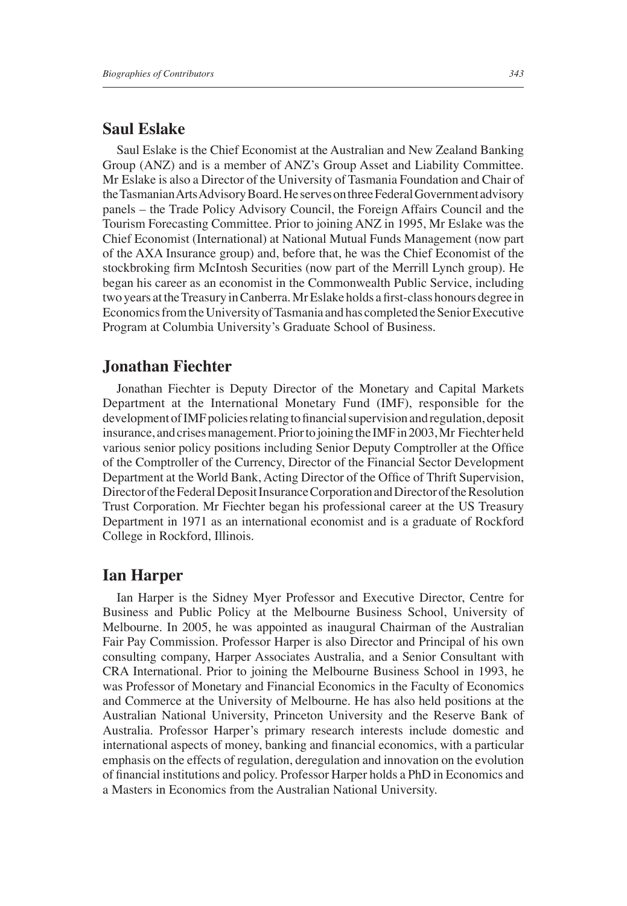## Saul Eslake

Saul Eslake is the Chief Economist at the Australian and New Zealand Banking Group (ANZ) and is a member of ANZ's Group Asset and Liability Committee. Mr Eslake is also a Director of the University of Tasmania Foundation and Chair of the Tasmanian Arts Advisory Board. He serves on three Federal Government advisory panels – the Trade Policy Advisory Council, the Foreign Affairs Council and the Tourism Forecasting Committee. Prior to joining ANZ in 1995, Mr Eslake was the Chief Economist (International) at National Mutual Funds Management (now part of the AXA Insurance group) and, before that, he was the Chief Economist of the stockbroking firm McIntosh Securities (now part of the Merrill Lynch group). He began his career as an economist in the Commonwealth Public Service, including two years at the Treasury in Canberra. Mr Eslake holds a first-class honours degree in Economics from the University of Tasmania and has completed the Senior Executive Program at Columbia University's Graduate School of Business.

## Jonathan Fiechter

Jonathan Fiechter is Deputy Director of the Monetary and Capital Markets Department at the International Monetary Fund (IMF), responsible for the development of IMF policies relating to financial supervision and regulation, deposit insurance, and crises management. Prior to joining the IMF in 2003, Mr Fiechter held various senior policy positions including Senior Deputy Comptroller at the Office of the Comptroller of the Currency, Director of the Financial Sector Development Department at the World Bank, Acting Director of the Office of Thrift Supervision, Director of the Federal Deposit Insurance Corporation and Director of the Resolution Trust Corporation. Mr Fiechter began his professional career at the US Treasury Department in 1971 as an international economist and is a graduate of Rockford College in Rockford, Illinois.

## Ian Harper

Ian Harper is the Sidney Myer Professor and Executive Director, Centre for Business and Public Policy at the Melbourne Business School, University of Melbourne. In 2005, he was appointed as inaugural Chairman of the Australian Fair Pay Commission. Professor Harper is also Director and Principal of his own consulting company, Harper Associates Australia, and a Senior Consultant with CRA International. Prior to joining the Melbourne Business School in 1993, he was Professor of Monetary and Financial Economics in the Faculty of Economics and Commerce at the University of Melbourne. He has also held positions at the Australian National University, Princeton University and the Reserve Bank of Australia. Professor Harper's primary research interests include domestic and international aspects of money, banking and financial economics, with a particular emphasis on the effects of regulation, deregulation and innovation on the evolution of financial institutions and policy. Professor Harper holds a PhD in Economics and a Masters in Economics from the Australian National University.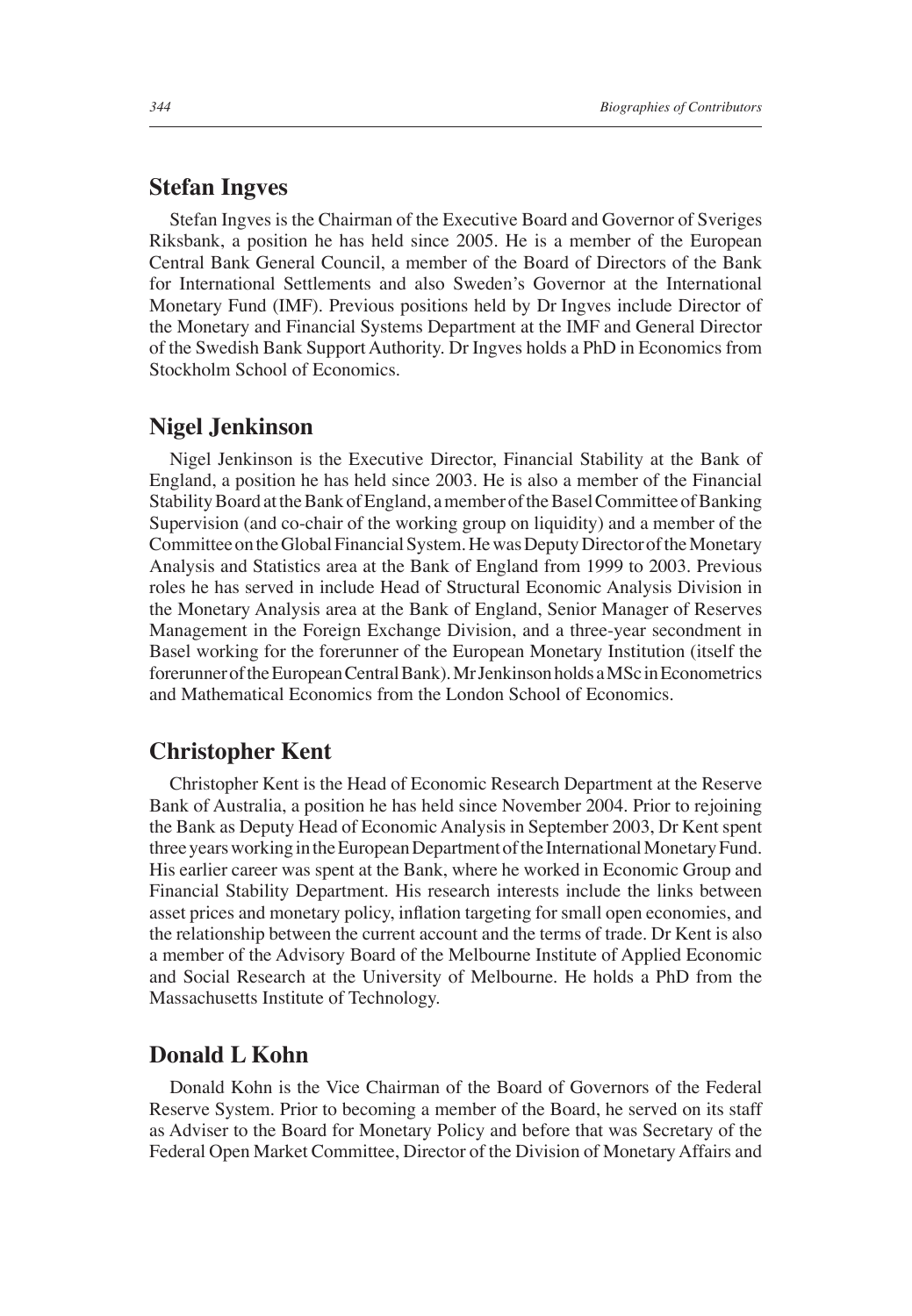## Stefan Ingves

Stefan Ingves is the Chairman of the Executive Board and Governor of Sveriges Riksbank, a position he has held since 2005. He is a member of the European Central Bank General Council, a member of the Board of Directors of the Bank for International Settlements and also Sweden's Governor at the International Monetary Fund (IMF). Previous positions held by Dr Ingves include Director of the Monetary and Financial Systems Department at the IMF and General Director of the Swedish Bank Support Authority. Dr Ingves holds a PhD in Economics from Stockholm School of Economics.

## Nigel Jenkinson

Nigel Jenkinson is the Executive Director, Financial Stability at the Bank of England, a position he has held since 2003. He is also a member of the Financial Stability Board at the Bank of England, a member of the Basel Committee of Banking Supervision (and co-chair of the working group on liquidity) and a member of the Committee on the Global Financial System. He was Deputy Director of the Monetary Analysis and Statistics area at the Bank of England from 1999 to 2003. Previous roles he has served in include Head of Structural Economic Analysis Division in the Monetary Analysis area at the Bank of England, Senior Manager of Reserves Management in the Foreign Exchange Division, and a three-year secondment in Basel working for the forerunner of the European Monetary Institution (itself the forerunner of the European Central Bank). Mr Jenkinson holds a MSc in Econometrics and Mathematical Economics from the London School of Economics.

## Christopher Kent

Christopher Kent is the Head of Economic Research Department at the Reserve Bank of Australia, a position he has held since November 2004. Prior to rejoining the Bank as Deputy Head of Economic Analysis in September 2003, Dr Kent spent three years working in the European Department of the International Monetary Fund. His earlier career was spent at the Bank, where he worked in Economic Group and Financial Stability Department. His research interests include the links between asset prices and monetary policy, inflation targeting for small open economies, and the relationship between the current account and the terms of trade. Dr Kent is also a member of the Advisory Board of the Melbourne Institute of Applied Economic and Social Research at the University of Melbourne. He holds a PhD from the Massachusetts Institute of Technology.

## Donald L Kohn

Donald Kohn is the Vice Chairman of the Board of Governors of the Federal Reserve System. Prior to becoming a member of the Board, he served on its staff as Adviser to the Board for Monetary Policy and before that was Secretary of the Federal Open Market Committee, Director of the Division of Monetary Affairs and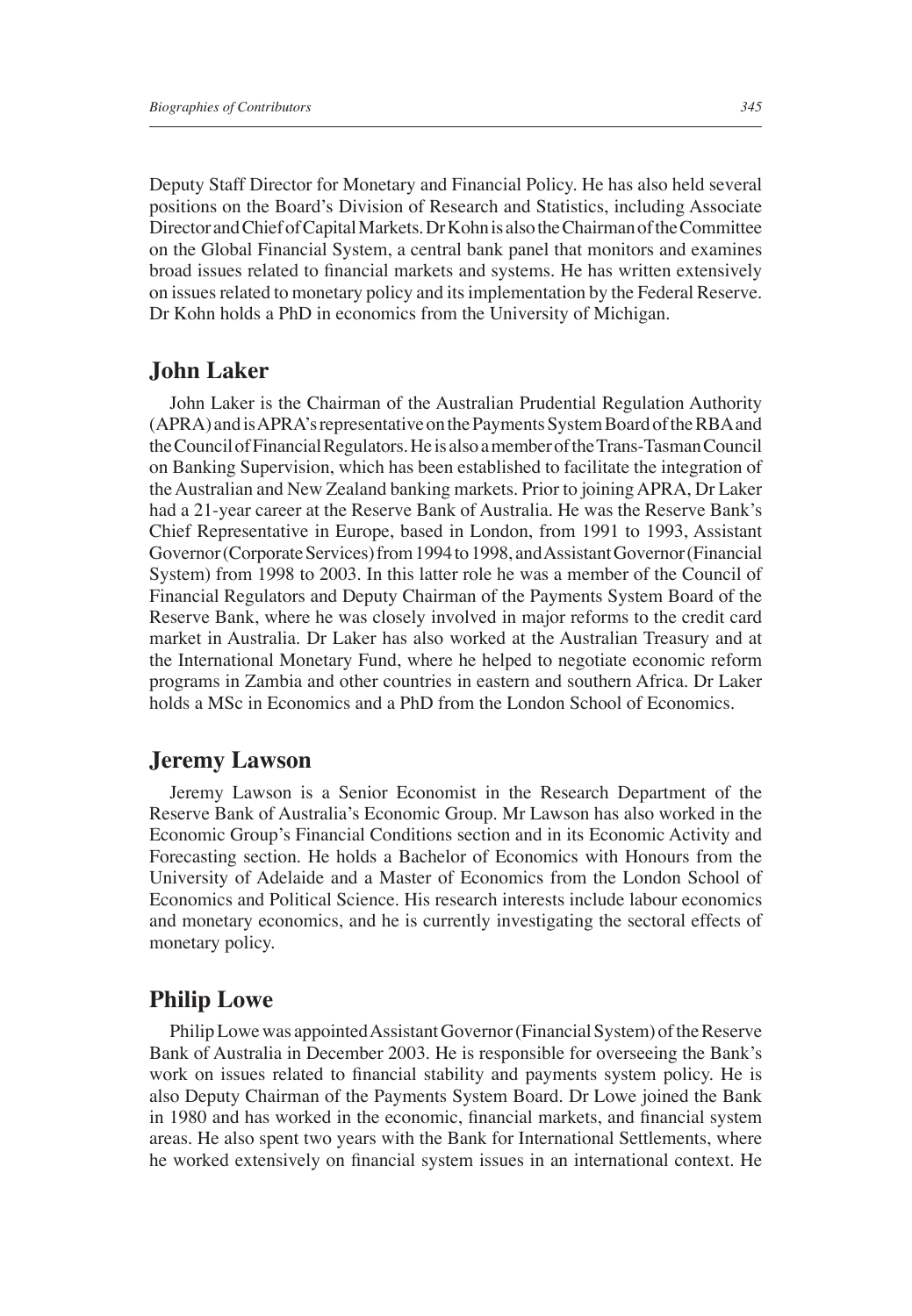Deputy Staff Director for Monetary and Financial Policy. He has also held several positions on the Board's Division of Research and Statistics, including Associate Director and Chief of Capital Markets. Dr Kohn is also the Chairman of the Committee on the Global Financial System, a central bank panel that monitors and examines broad issues related to financial markets and systems. He has written extensively on issues related to monetary policy and its implementation by the Federal Reserve. Dr Kohn holds a PhD in economics from the University of Michigan.

## John Laker

John Laker is the Chairman of the Australian Prudential Regulation Authority (APRA) and is APRA's representative on the Payments System Board of the RBA and the Council of Financial Regulators. He is also a member of the Trans-Tasman Council on Banking Supervision, which has been established to facilitate the integration of the Australian and New Zealand banking markets. Prior to joining APRA, Dr Laker had a 21-year career at the Reserve Bank of Australia. He was the Reserve Bank's Chief Representative in Europe, based in London, from 1991 to 1993, Assistant Governor (Corporate Services) from 1994 to 1998, and Assistant Governor (Financial System) from 1998 to 2003. In this latter role he was a member of the Council of Financial Regulators and Deputy Chairman of the Payments System Board of the Reserve Bank, where he was closely involved in major reforms to the credit card market in Australia. Dr Laker has also worked at the Australian Treasury and at the International Monetary Fund, where he helped to negotiate economic reform programs in Zambia and other countries in eastern and southern Africa. Dr Laker holds a MSc in Economics and a PhD from the London School of Economics.

## Jeremy Lawson

Jeremy Lawson is a Senior Economist in the Research Department of the Reserve Bank of Australia's Economic Group. Mr Lawson has also worked in the Economic Group's Financial Conditions section and in its Economic Activity and Forecasting section. He holds a Bachelor of Economics with Honours from the University of Adelaide and a Master of Economics from the London School of Economics and Political Science. His research interests include labour economics and monetary economics, and he is currently investigating the sectoral effects of monetary policy.

## Philip Lowe

Philip Lowe was appointed Assistant Governor (Financial System) of the Reserve Bank of Australia in December 2003. He is responsible for overseeing the Bank's work on issues related to financial stability and payments system policy. He is also Deputy Chairman of the Payments System Board. Dr Lowe joined the Bank in 1980 and has worked in the economic, financial markets, and financial system areas. He also spent two years with the Bank for International Settlements, where he worked extensively on financial system issues in an international context. He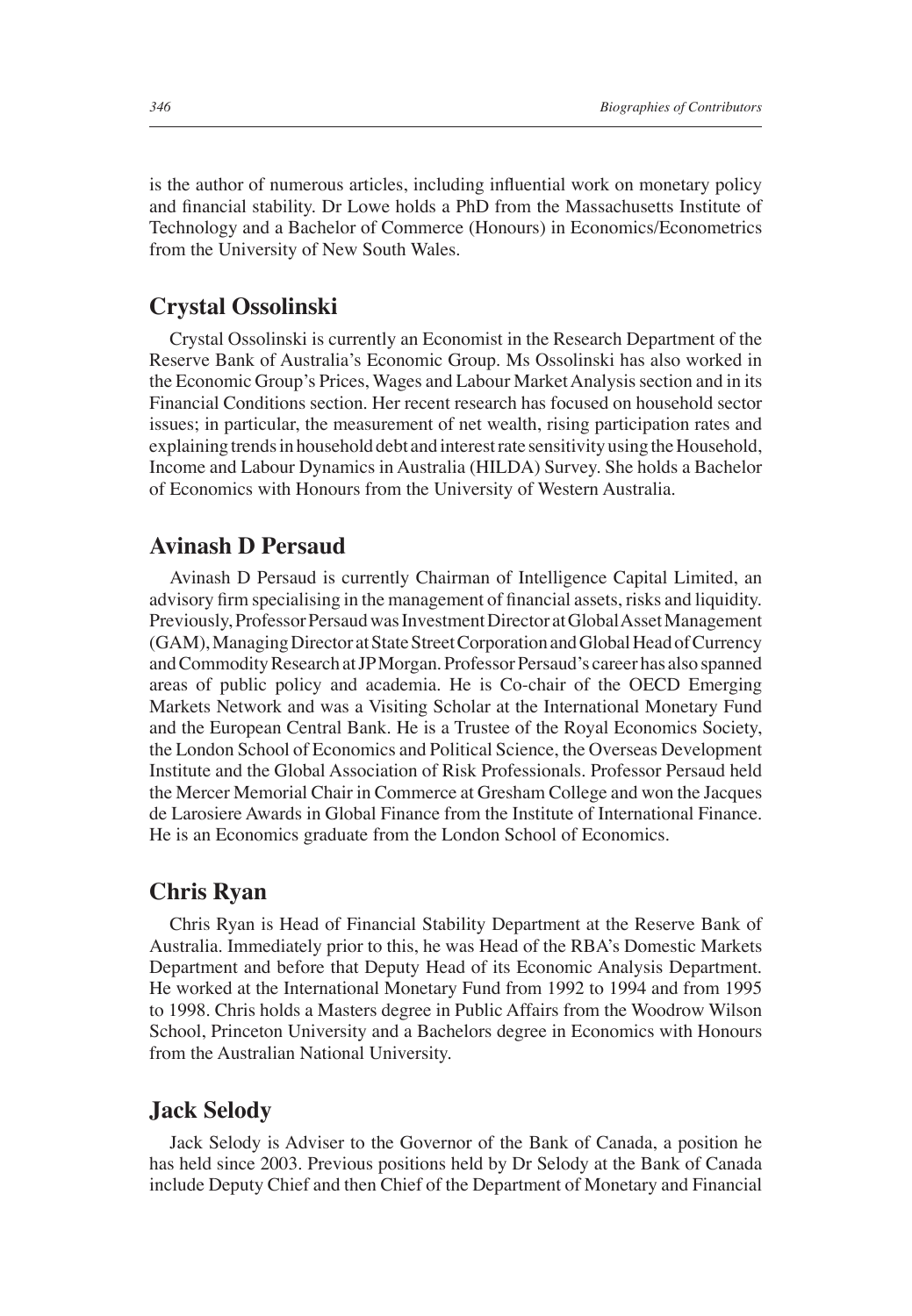is the author of numerous articles, including influential work on monetary policy and financial stability. Dr Lowe holds a PhD from the Massachusetts Institute of Technology and a Bachelor of Commerce (Honours) in Economics/Econometrics from the University of New South Wales.

## Crystal Ossolinski

Crystal Ossolinski is currently an Economist in the Research Department of the Reserve Bank of Australia's Economic Group. Ms Ossolinski has also worked in the Economic Group's Prices, Wages and Labour Market Analysis section and in its Financial Conditions section. Her recent research has focused on household sector issues; in particular, the measurement of net wealth, rising participation rates and explaining trends in household debt and interest rate sensitivity using the Household, Income and Labour Dynamics in Australia (HILDA) Survey. She holds a Bachelor of Economics with Honours from the University of Western Australia.

## Avinash D Persaud

Avinash D Persaud is currently Chairman of Intelligence Capital Limited, an advisory firm specialising in the management of financial assets, risks and liquidity. Previously, Professor Persaud was Investment Director at Global Asset Management (GAM), Managing Director at State Street Corporation and Global Head of Currency and Commodity Research at JP Morgan. Professor Persaud's career has also spanned areas of public policy and academia. He is Co-chair of the OECD Emerging Markets Network and was a Visiting Scholar at the International Monetary Fund and the European Central Bank. He is a Trustee of the Royal Economics Society, the London School of Economics and Political Science, the Overseas Development Institute and the Global Association of Risk Professionals. Professor Persaud held the Mercer Memorial Chair in Commerce at Gresham College and won the Jacques de Larosiere Awards in Global Finance from the Institute of International Finance. He is an Economics graduate from the London School of Economics.

## Chris Ryan

Chris Ryan is Head of Financial Stability Department at the Reserve Bank of Australia. Immediately prior to this, he was Head of the RBA's Domestic Markets Department and before that Deputy Head of its Economic Analysis Department. He worked at the International Monetary Fund from 1992 to 1994 and from 1995 to 1998. Chris holds a Masters degree in Public Affairs from the Woodrow Wilson School, Princeton University and a Bachelors degree in Economics with Honours from the Australian National University.

## Jack Selody

Jack Selody is Adviser to the Governor of the Bank of Canada, a position he has held since 2003. Previous positions held by Dr Selody at the Bank of Canada include Deputy Chief and then Chief of the Department of Monetary and Financial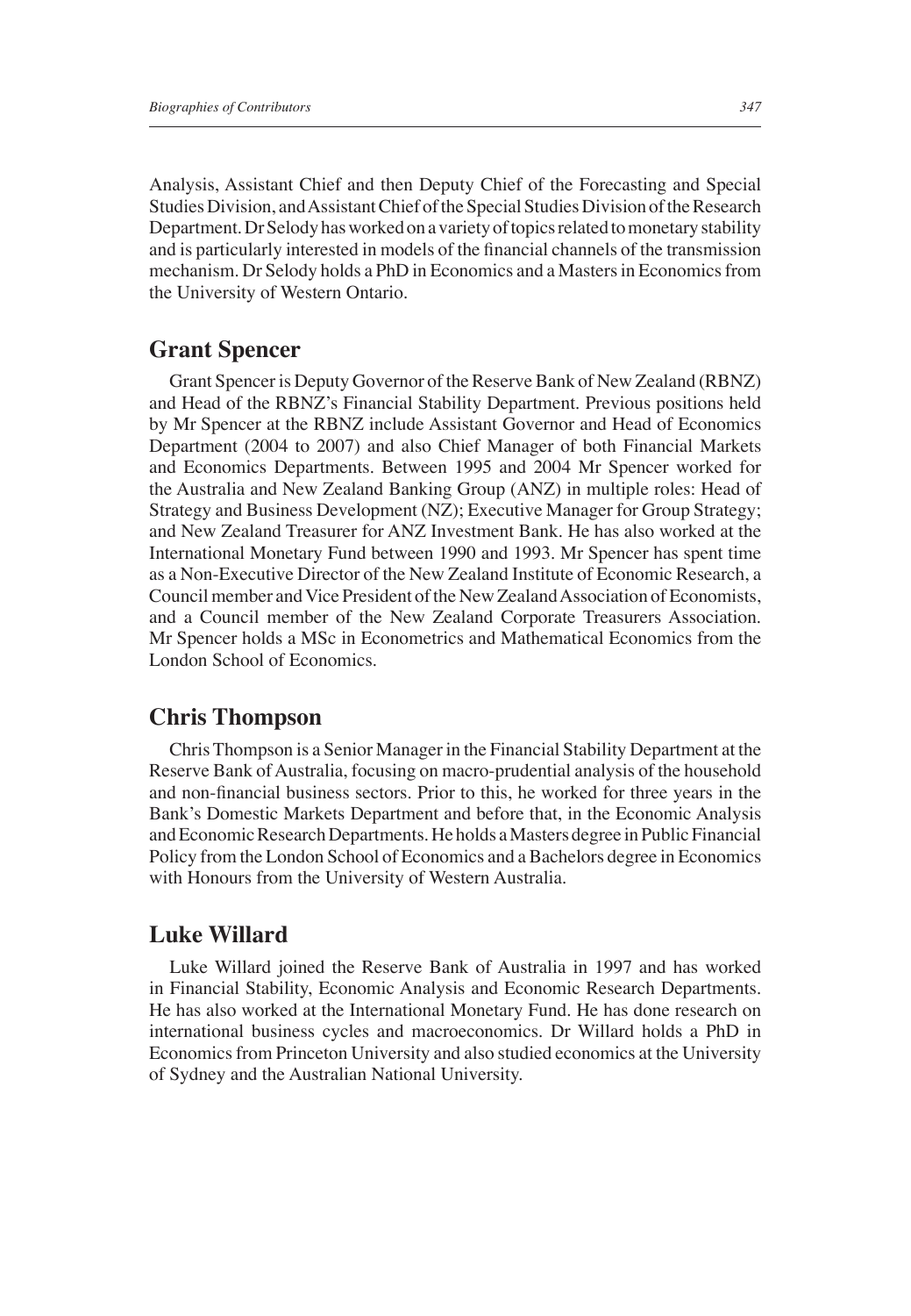Analysis, Assistant Chief and then Deputy Chief of the Forecasting and Special Studies Division, and Assistant Chief of the Special Studies Division of the Research Department. Dr Selody has worked on a variety of topics related to monetary stability and is particularly interested in models of the financial channels of the transmission mechanism. Dr Selody holds a PhD in Economics and a Masters in Economics from the University of Western Ontario.

## Grant Spencer

Grant Spencer is Deputy Governor of the Reserve Bank of New Zealand (RBNZ) and Head of the RBNZ's Financial Stability Department. Previous positions held by Mr Spencer at the RBNZ include Assistant Governor and Head of Economics Department (2004 to 2007) and also Chief Manager of both Financial Markets and Economics Departments. Between 1995 and 2004 Mr Spencer worked for the Australia and New Zealand Banking Group (ANZ) in multiple roles: Head of Strategy and Business Development (NZ); Executive Manager for Group Strategy; and New Zealand Treasurer for ANZ Investment Bank. He has also worked at the International Monetary Fund between 1990 and 1993. Mr Spencer has spent time as a Non-Executive Director of the New Zealand Institute of Economic Research, a Council member and Vice President of the New Zealand Association of Economists, and a Council member of the New Zealand Corporate Treasurers Association. Mr Spencer holds a MSc in Econometrics and Mathematical Economics from the London School of Economics.

## Chris Thompson

Chris Thompson is a Senior Manager in the Financial Stability Department at the Reserve Bank of Australia, focusing on macro-prudential analysis of the household and non-financial business sectors. Prior to this, he worked for three years in the Bank's Domestic Markets Department and before that, in the Economic Analysis and Economic Research Departments. He holds a Masters degree in Public Financial Policy from the London School of Economics and a Bachelors degree in Economics with Honours from the University of Western Australia.

## Luke Willard

Luke Willard joined the Reserve Bank of Australia in 1997 and has worked in Financial Stability, Economic Analysis and Economic Research Departments. He has also worked at the International Monetary Fund. He has done research on international business cycles and macroeconomics. Dr Willard holds a PhD in Economics from Princeton University and also studied economics at the University of Sydney and the Australian National University.